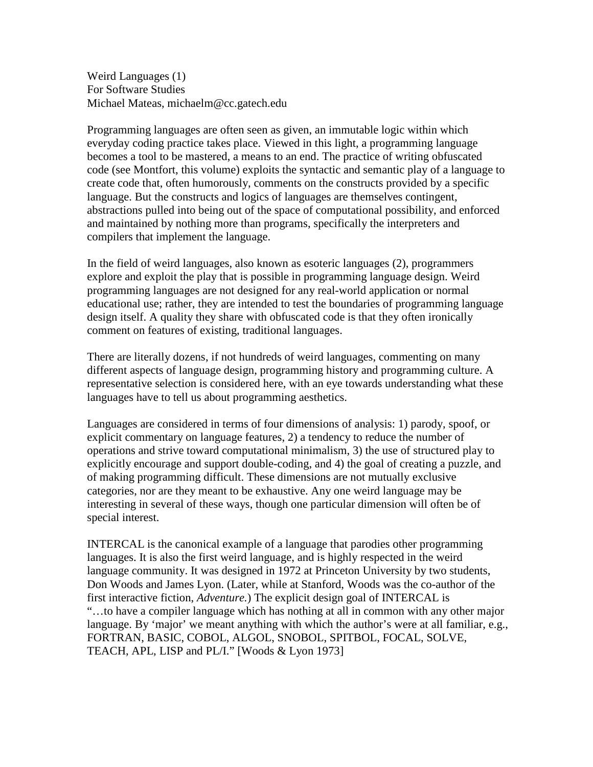Weird Languages (1)
For Software Studies
Michael Mateas, michaelm@cc.gatech.edu

Programming languages are often seen as given, an immutable logic within which everyday coding practice takes place. Viewed in this light, a programming language becomes a tool to be mastered, a means to an end. The practice of writing obfuscated code (see Montfort, this volume) exploits the syntactic and semantic play of a language to create code that, often humorously, comments on the constructs provided by a specific language. But the constructs and logics of languages are themselves contingent, abstractions pulled into being out of the space of computational possibility, and enforced and maintained by nothing more than programs, specifically the interpreters and compilers that implement the language.

In the field of weird languages, also known as esoteric languages (2), programmers explore and exploit the play that is possible in programming language design. Weird programming languages are not designed for any real-world application or normal educational use; rather, they are intended to test the boundaries of programming language design itself. A quality they share with obfuscated code is that they often ironically comment on features of existing, traditional languages.

There are literally dozens, if not hundreds of weird languages, commenting on many different aspects of language design, programming history and programming culture. A representative selection is considered here, with an eye towards understanding what these languages have to tell us about programming aesthetics.

Languages are considered in terms of four dimensions of analysis: 1) parody, spoof, or explicit commentary on language features, 2) a tendency to reduce the number of operations and strive toward computational minimalism, 3) the use of structured play to explicitly encourage and support double-coding, and 4) the goal of creating a puzzle, and of making programming difficult. These dimensions are not mutually exclusive categories, nor are they meant to be exhaustive. Any one weird language may be interesting in several of these ways, though one particular dimension will often be of special interest.

INTERCAL is the canonical example of a language that parodies other programming languages. It is also the first weird language, and is highly respected in the weird language community. It was designed in 1972 at Princeton University by two students, Don Woods and James Lyon. (Later, while at Stanford, Woods was the co-author of the first interactive fiction, *Adventure.*) The explicit design goal of INTERCAL is "…to have a compiler language which has nothing at all in common with any other major language. By 'major' we meant anything with which the author's were at all familiar, e.g., FORTRAN, BASIC, COBOL, ALGOL, SNOBOL, SPITBOL, FOCAL, SOLVE, TEACH, APL, LISP and PL/I." [Woods & Lyon 1973]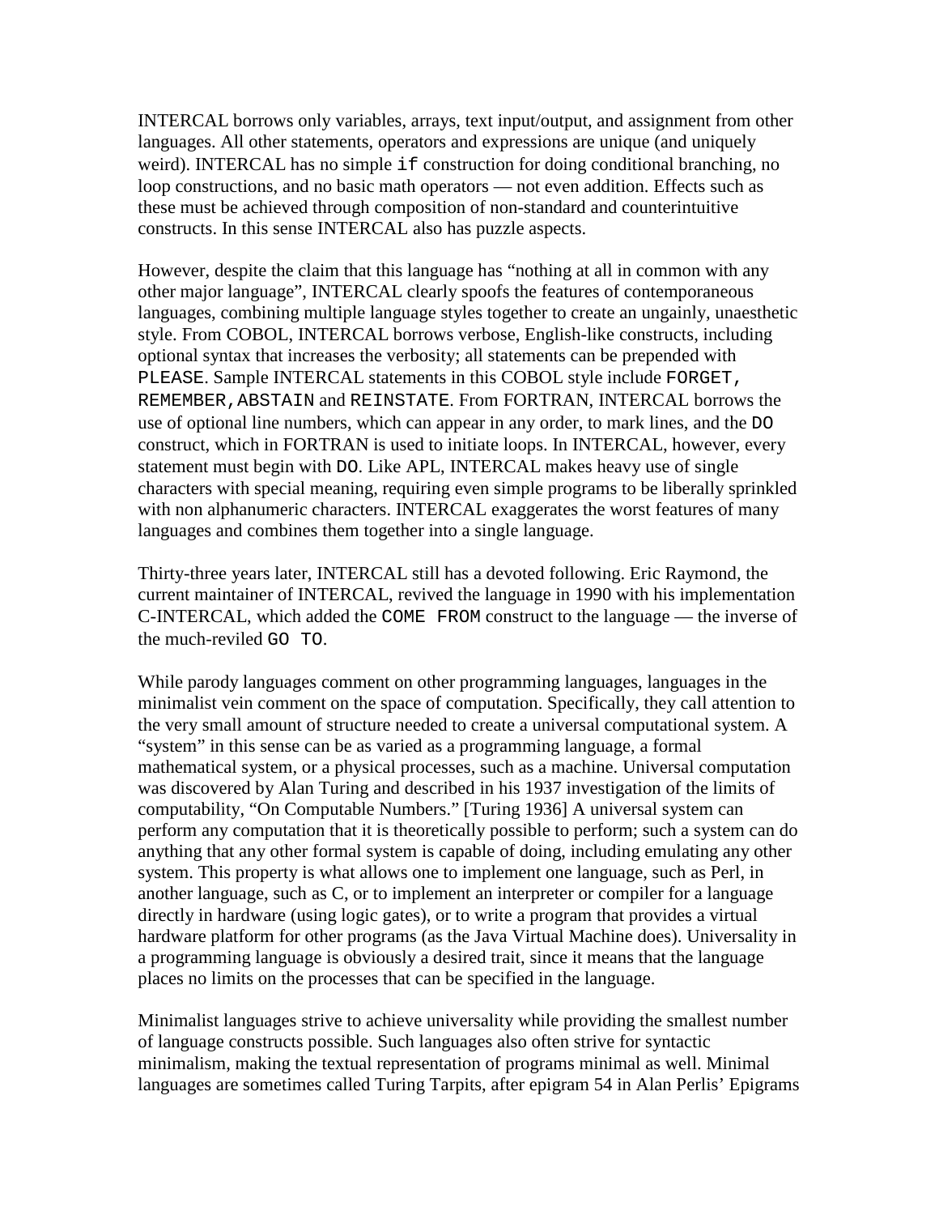INTERCAL borrows only variables, arrays, text input/output, and assignment from other languages. All other statements, operators and expressions are unique (and uniquely weird). INTERCAL has no simple `if` construction for doing conditional branching, no loop constructions, and no basic math operators — not even addition. Effects such as these must be achieved through composition of non-standard and counterintuitive constructs. In this sense INTERCAL also has puzzle aspects.

However, despite the claim that this language has "nothing at all in common with any other major language", INTERCAL clearly spoofs the features of contemporaneous languages, combining multiple language styles together to create an ungainly, unaesthetic style. From COBOL, INTERCAL borrows verbose, English-like constructs, including optional syntax that increases the verbosity; all statements can be prepended with `PLEASE`. Sample INTERCAL statements in this COBOL style include `FORGET`, `REMEMBER`, `ABSTAIN` and `REINSTATE`. From FORTRAN, INTERCAL borrows the use of optional line numbers, which can appear in any order, to mark lines, and the `DO` construct, which in FORTRAN is used to initiate loops. In INTERCAL, however, every statement must begin with `DO`. Like APL, INTERCAL makes heavy use of single characters with special meaning, requiring even simple programs to be liberally sprinkled with non alphanumeric characters. INTERCAL exaggerates the worst features of many languages and combines them together into a single language.

Thirty-three years later, INTERCAL still has a devoted following. Eric Raymond, the current maintainer of INTERCAL, revived the language in 1990 with his implementation C-INTERCAL, which added the `COME FROM` construct to the language — the inverse of the much-reviled `GO TO`.

While parody languages comment on other programming languages, languages in the minimalist vein comment on the space of computation. Specifically, they call attention to the very small amount of structure needed to create a universal computational system. A "system" in this sense can be as varied as a programming language, a formal mathematical system, or a physical processes, such as a machine. Universal computation was discovered by Alan Turing and described in his 1937 investigation of the limits of computability, "On Computable Numbers." [Turing 1936] A universal system can perform any computation that it is theoretically possible to perform; such a system can do anything that any other formal system is capable of doing, including emulating any other system. This property is what allows one to implement one language, such as Perl, in another language, such as C, or to implement an interpreter or compiler for a language directly in hardware (using logic gates), or to write a program that provides a virtual hardware platform for other programs (as the Java Virtual Machine does). Universality in a programming language is obviously a desired trait, since it means that the language places no limits on the processes that can be specified in the language.

Minimalist languages strive to achieve universality while providing the smallest number of language constructs possible. Such languages also often strive for syntactic minimalism, making the textual representation of programs minimal as well. Minimal languages are sometimes called Turing Tarpits, after epigram 54 in Alan Perlis' Epigrams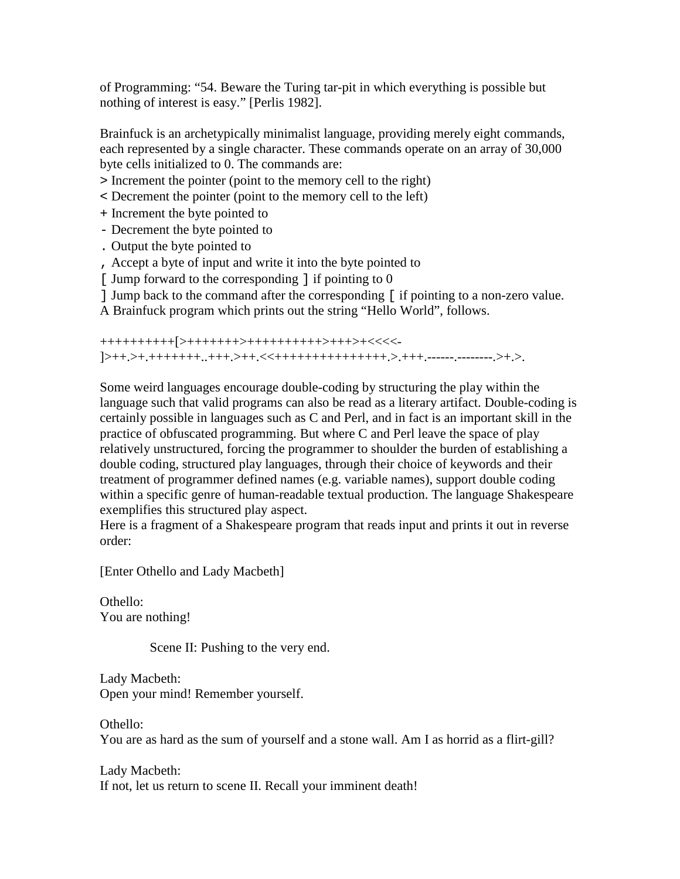of Programming: “54. Beware the Turing tar-pit in which everything is possible but nothing of interest is easy.” [Perlis 1982].

Brainfuck is an archetypically minimalist language, providing merely eight commands, each represented by a single character. These commands operate on an array of 30,000 byte cells initialized to 0. The commands are:

> Increment the pointer (point to the memory cell to the right)
< Decrement the pointer (point to the memory cell to the left)
+ Increment the byte pointed to
- Decrement the byte pointed to
. Output the byte pointed to
, Accept a byte of input and write it into the byte pointed to
[ Jump forward to the corresponding ] if pointing to 0
] Jump back to the command after the corresponding [ if pointing to a non-zero value.

A Brainfuck program which prints out the string “Hello World”, follows.

```
++++++++++[>+++++++>++++++++++>+++>+<<<<-
]>++.>+.+++++++..+++.>++.<<+++++++++++++++.>.+++.------.--------.>+.>.
```

Some weird languages encourage double-coding by structuring the play within the language such that valid programs can also be read as a literary artifact. Double-coding is certainly possible in languages such as C and Perl, and in fact is an important skill in the practice of obfuscated programming. But where C and Perl leave the space of play relatively unstructured, forcing the programmer to shoulder the burden of establishing a double coding, structured play languages, through their choice of keywords and their treatment of programmer defined names (e.g. variable names), support double coding within a specific genre of human-readable textual production. The language Shakespeare exemplifies this structured play aspect.

Here is a fragment of a Shakespeare program that reads input and prints it out in reverse order:

```
[Enter Othello and Lady Macbeth]

Othello:
You are nothing!

        Scene II: Pushing to the very end.

Lady Macbeth:
Open your mind! Remember yourself.

Othello:
You are as hard as the sum of yourself and a stone wall. Am I as horrid as a flirt-gill?

Lady Macbeth:
If not, let us return to scene II. Recall your imminent death!
```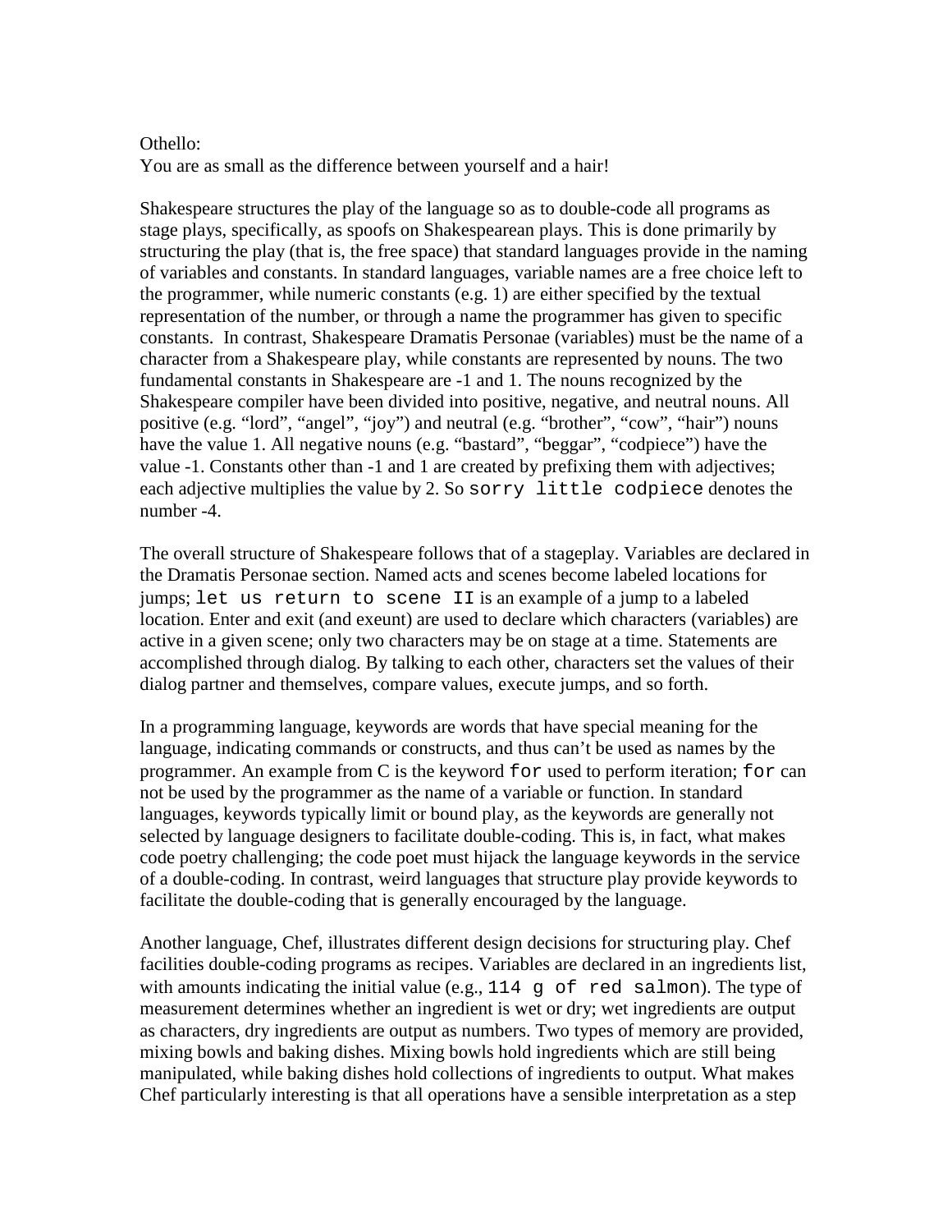Othello:
You are as small as the difference between yourself and a hair!

Shakespeare structures the play of the language so as to double-code all programs as stage plays, specifically, as spoofs on Shakespearean plays. This is done primarily by structuring the play (that is, the free space) that standard languages provide in the naming of variables and constants. In standard languages, variable names are a free choice left to the programmer, while numeric constants (e.g. 1) are either specified by the textual representation of the number, or through a name the programmer has given to specific constants. In contrast, Shakespeare Dramatis Personae (variables) must be the name of a character from a Shakespeare play, while constants are represented by nouns. The two fundamental constants in Shakespeare are -1 and 1. The nouns recognized by the Shakespeare compiler have been divided into positive, negative, and neutral nouns. All positive (e.g. "lord", "angel", "joy") and neutral (e.g. "brother", "cow", "hair") nouns have the value 1. All negative nouns (e.g. "bastard", "beggar", "codpiece") have the value -1. Constants other than -1 and 1 are created by prefixing them with adjectives; each adjective multiplies the value by 2. So `sorry little codpiece` denotes the number -4.

The overall structure of Shakespeare follows that of a stageplay. Variables are declared in the Dramatis Personae section. Named acts and scenes become labeled locations for jumps; `let us return to scene II` is an example of a jump to a labeled location. Enter and exit (and exeunt) are used to declare which characters (variables) are active in a given scene; only two characters may be on stage at a time. Statements are accomplished through dialog. By talking to each other, characters set the values of their dialog partner and themselves, compare values, execute jumps, and so forth.

In a programming language, keywords are words that have special meaning for the language, indicating commands or constructs, and thus can't be used as names by the programmer. An example from C is the keyword `for` used to perform iteration; `for` can not be used by the programmer as the name of a variable or function. In standard languages, keywords typically limit or bound play, as the keywords are generally not selected by language designers to facilitate double-coding. This is, in fact, what makes code poetry challenging; the code poet must hijack the language keywords in the service of a double-coding. In contrast, weird languages that structure play provide keywords to facilitate the double-coding that is generally encouraged by the language.

Another language, Chef, illustrates different design decisions for structuring play. Chef facilities double-coding programs as recipes. Variables are declared in an ingredients list, with amounts indicating the initial value (e.g., `114 g of red salmon`). The type of measurement determines whether an ingredient is wet or dry; wet ingredients are output as characters, dry ingredients are output as numbers. Two types of memory are provided, mixing bowls and baking dishes. Mixing bowls hold ingredients which are still being manipulated, while baking dishes hold collections of ingredients to output. What makes Chef particularly interesting is that all operations have a sensible interpretation as a step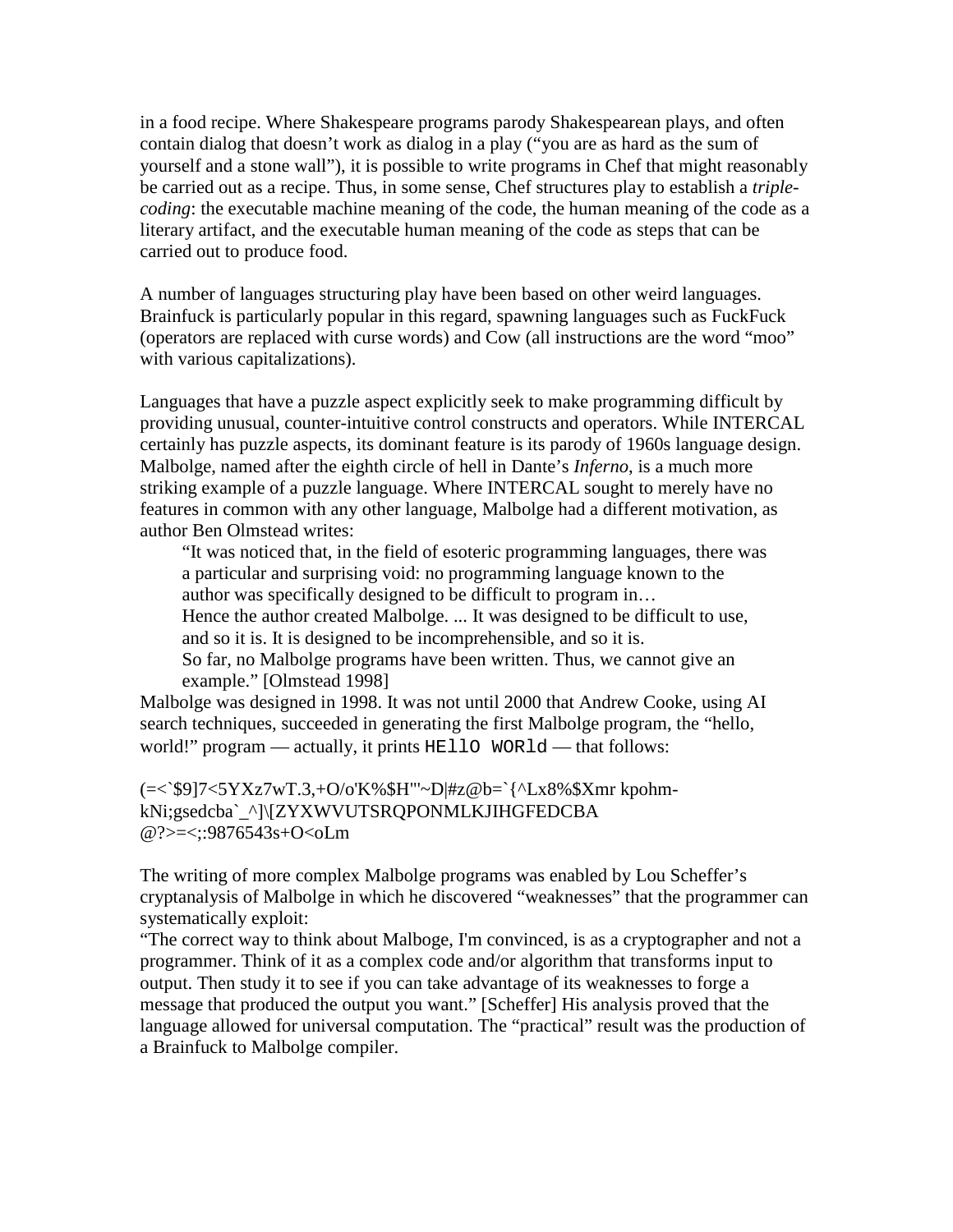in a food recipe. Where Shakespeare programs parody Shakespearean plays, and often contain dialog that doesn't work as dialog in a play ("you are as hard as the sum of yourself and a stone wall"), it is possible to write programs in Chef that might reasonably be carried out as a recipe. Thus, in some sense, Chef structures play to establish a *triple-coding*: the executable machine meaning of the code, the human meaning of the code as a literary artifact, and the executable human meaning of the code as steps that can be carried out to produce food.

A number of languages structuring play have been based on other weird languages. Brainfuck is particularly popular in this regard, spawning languages such as FuckFuck (operators are replaced with curse words) and Cow (all instructions are the word "moo" with various capitalizations).

Languages that have a puzzle aspect explicitly seek to make programming difficult by providing unusual, counter-intuitive control constructs and operators. While INTERCAL certainly has puzzle aspects, its dominant feature is its parody of 1960s language design. Malbolge, named after the eighth circle of hell in Dante's *Inferno*, is a much more striking example of a puzzle language. Where INTERCAL sought to merely have no features in common with any other language, Malbolge had a different motivation, as author Ben Olmstead writes:

> "It was noticed that, in the field of esoteric programming languages, there was a particular and surprising void: no programming language known to the author was specifically designed to be difficult to program in…
> Hence the author created Malbolge. ... It was designed to be difficult to use, and so it is. It is designed to be incomprehensible, and so it is.
> So far, no Malbolge programs have been written. Thus, we cannot give an example." [Olmstead 1998]

Malbolge was designed in 1998. It was not until 2000 that Andrew Cooke, using AI search techniques, succeeded in generating the first Malbolge program, the "hello, world!" program — actually, it prints `HEllO WORld` — that follows:

```
(=<`$9]7<5YXz7wT.3,+O/o'K%$H"'~D|#z@b=`{^Lx8%$Xmr kpohm-
kNi;gsedcba`_^]\[ZYXWVUTSRQPONMLKJIHGFEDCBA
@?>=<;:9876543s+O<oLm
```

The writing of more complex Malbolge programs was enabled by Lou Scheffer's cryptanalysis of Malbolge in which he discovered "weaknesses" that the programmer can systematically exploit:

"The correct way to think about Malboge, I'm convinced, is as a cryptographer and not a programmer. Think of it as a complex code and/or algorithm that transforms input to output. Then study it to see if you can take advantage of its weaknesses to forge a message that produced the output you want." [Scheffer] His analysis proved that the language allowed for universal computation. The "practical" result was the production of a Brainfuck to Malbolge compiler.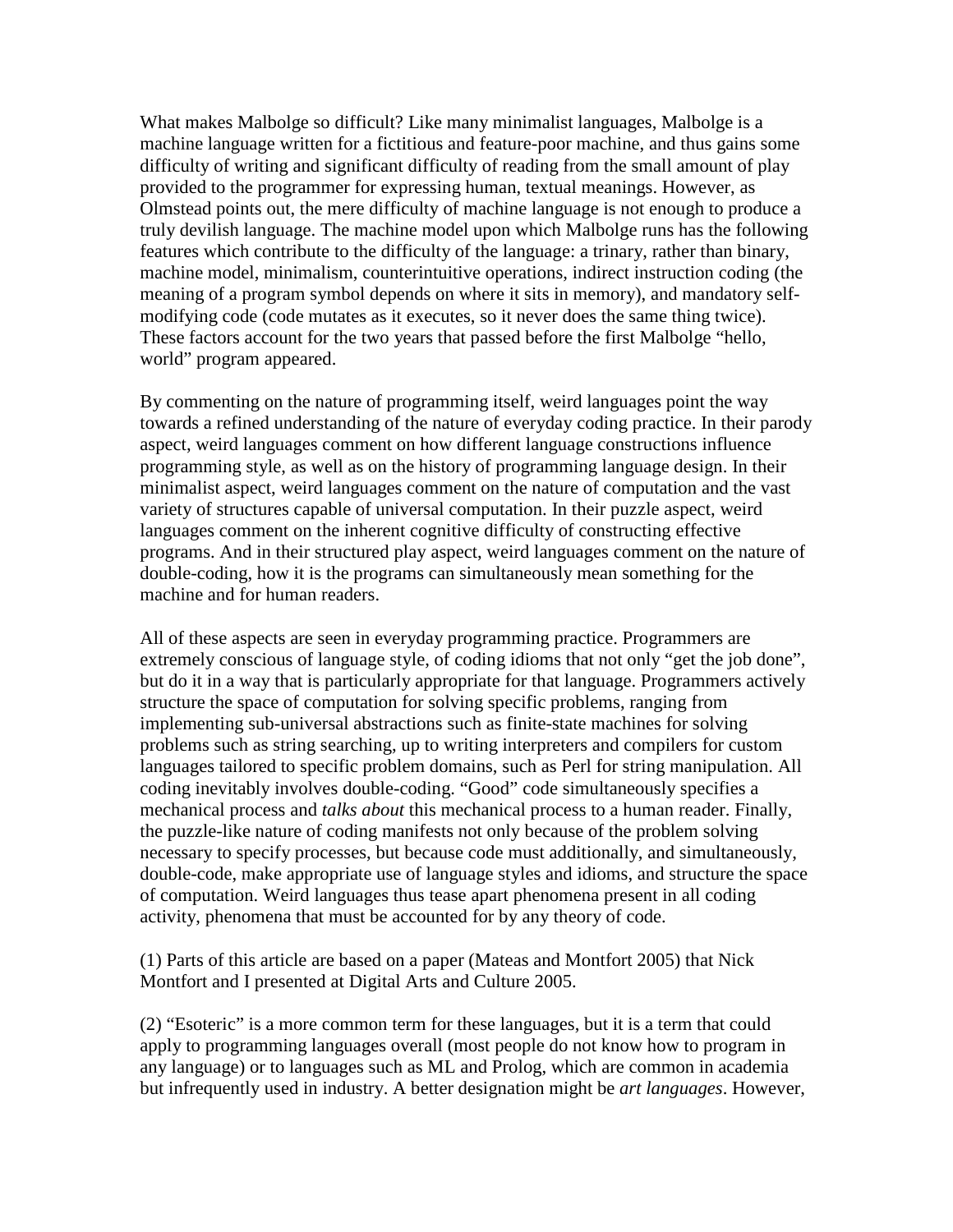What makes Malbolge so difficult? Like many minimalist languages, Malbolge is a machine language written for a fictitious and feature-poor machine, and thus gains some difficulty of writing and significant difficulty of reading from the small amount of play provided to the programmer for expressing human, textual meanings. However, as Olmstead points out, the mere difficulty of machine language is not enough to produce a truly devilish language. The machine model upon which Malbolge runs has the following features which contribute to the difficulty of the language: a trinary, rather than binary, machine model, minimalism, counterintuitive operations, indirect instruction coding (the meaning of a program symbol depends on where it sits in memory), and mandatory self-modifying code (code mutates as it executes, so it never does the same thing twice). These factors account for the two years that passed before the first Malbolge "hello, world" program appeared.

By commenting on the nature of programming itself, weird languages point the way towards a refined understanding of the nature of everyday coding practice. In their parody aspect, weird languages comment on how different language constructions influence programming style, as well as on the history of programming language design. In their minimalist aspect, weird languages comment on the nature of computation and the vast variety of structures capable of universal computation. In their puzzle aspect, weird languages comment on the inherent cognitive difficulty of constructing effective programs. And in their structured play aspect, weird languages comment on the nature of double-coding, how it is the programs can simultaneously mean something for the machine and for human readers.

All of these aspects are seen in everyday programming practice. Programmers are extremely conscious of language style, of coding idioms that not only "get the job done", but do it in a way that is particularly appropriate for that language. Programmers actively structure the space of computation for solving specific problems, ranging from implementing sub-universal abstractions such as finite-state machines for solving problems such as string searching, up to writing interpreters and compilers for custom languages tailored to specific problem domains, such as Perl for string manipulation. All coding inevitably involves double-coding. "Good" code simultaneously specifies a mechanical process and *talks about* this mechanical process to a human reader. Finally, the puzzle-like nature of coding manifests not only because of the problem solving necessary to specify processes, but because code must additionally, and simultaneously, double-code, make appropriate use of language styles and idioms, and structure the space of computation. Weird languages thus tease apart phenomena present in all coding activity, phenomena that must be accounted for by any theory of code.

(1) Parts of this article are based on a paper (Mateas and Montfort 2005) that Nick Montfort and I presented at Digital Arts and Culture 2005.

(2) "Esoteric" is a more common term for these languages, but it is a term that could apply to programming languages overall (most people do not know how to program in any language) or to languages such as ML and Prolog, which are common in academia but infrequently used in industry. A better designation might be *art languages*. However,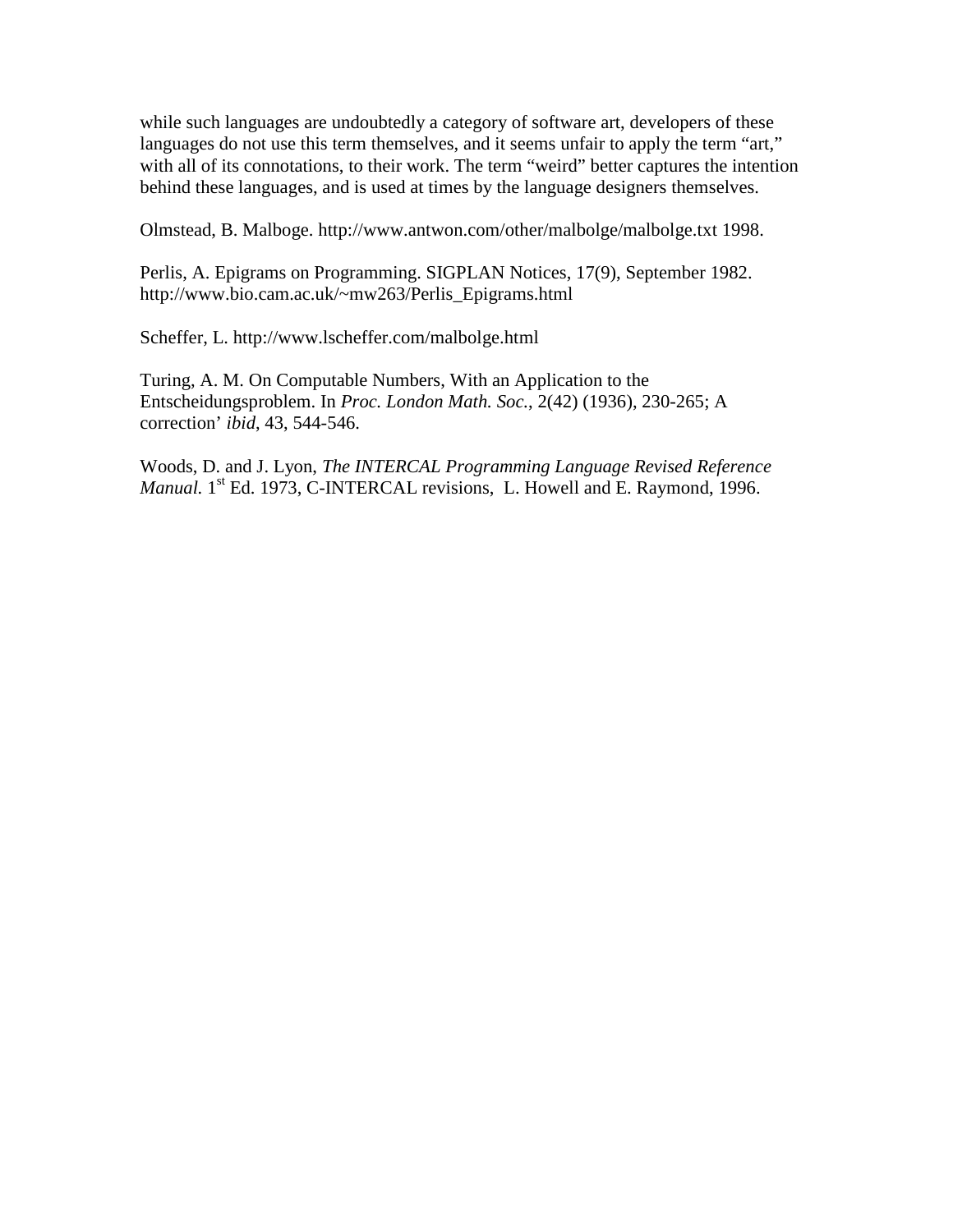while such languages are undoubtedly a category of software art, developers of these languages do not use this term themselves, and it seems unfair to apply the term "art," with all of its connotations, to their work. The term "weird" better captures the intention behind these languages, and is used at times by the language designers themselves.

Olmstead, B. Malboge. http://www.antwon.com/other/malbolge/malbolge.txt 1998.

Perlis, A. Epigrams on Programming. SIGPLAN Notices, 17(9), September 1982. http://www.bio.cam.ac.uk/~mw263/Perlis_Epigrams.html

Scheffer, L. http://www.lscheffer.com/malbolge.html

Turing, A. M. On Computable Numbers, With an Application to the Entscheidungsproblem. In *Proc. London Math. Soc.*, 2(42) (1936), 230-265; A correction' *ibid*, 43, 544-546.

Woods, D. and J. Lyon, *The INTERCAL Programming Language Revised Reference Manual.* 1st Ed. 1973, C-INTERCAL revisions, L. Howell and E. Raymond, 1996.